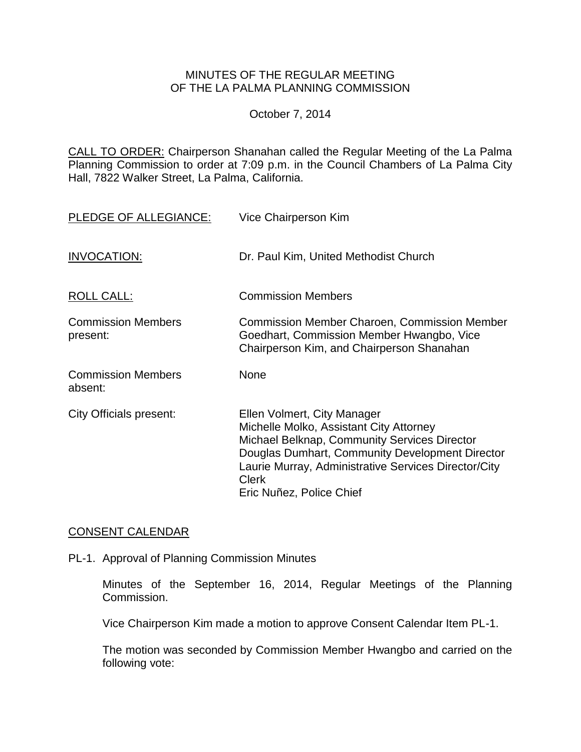MINUTES OF THE REGULAR MEETING
OF THE LA PALMA PLANNING COMMISSION

October 7, 2014

CALL TO ORDER: Chairperson Shanahan called the Regular Meeting of the La Palma Planning Commission to order at 7:09 p.m. in the Council Chambers of La Palma City Hall, 7822 Walker Street, La Palma, California.

| | |
|---|---|
| PLEDGE OF ALLEGIANCE: | Vice Chairperson Kim |
| INVOCATION: | Dr. Paul Kim, United Methodist Church |
| ROLL CALL: | Commission Members |
| Commission Members present: | Commission Member Charoen, Commission Member Goedhart, Commission Member Hwangbo, Vice Chairperson Kim, and Chairperson Shanahan |
| Commission Members absent: | None |
| City Officials present: | Ellen Volmert, City Manager<br>Michelle Molko, Assistant City Attorney<br>Michael Belknap, Community Services Director<br>Douglas Dumhart, Community Development Director<br>Laurie Murray, Administrative Services Director/City Clerk<br>Eric Nuñez, Police Chief |

CONSENT CALENDAR

PL-1. Approval of Planning Commission Minutes

Minutes of the September 16, 2014, Regular Meetings of the Planning Commission.

Vice Chairperson Kim made a motion to approve Consent Calendar Item PL-1.

The motion was seconded by Commission Member Hwangbo and carried on the following vote: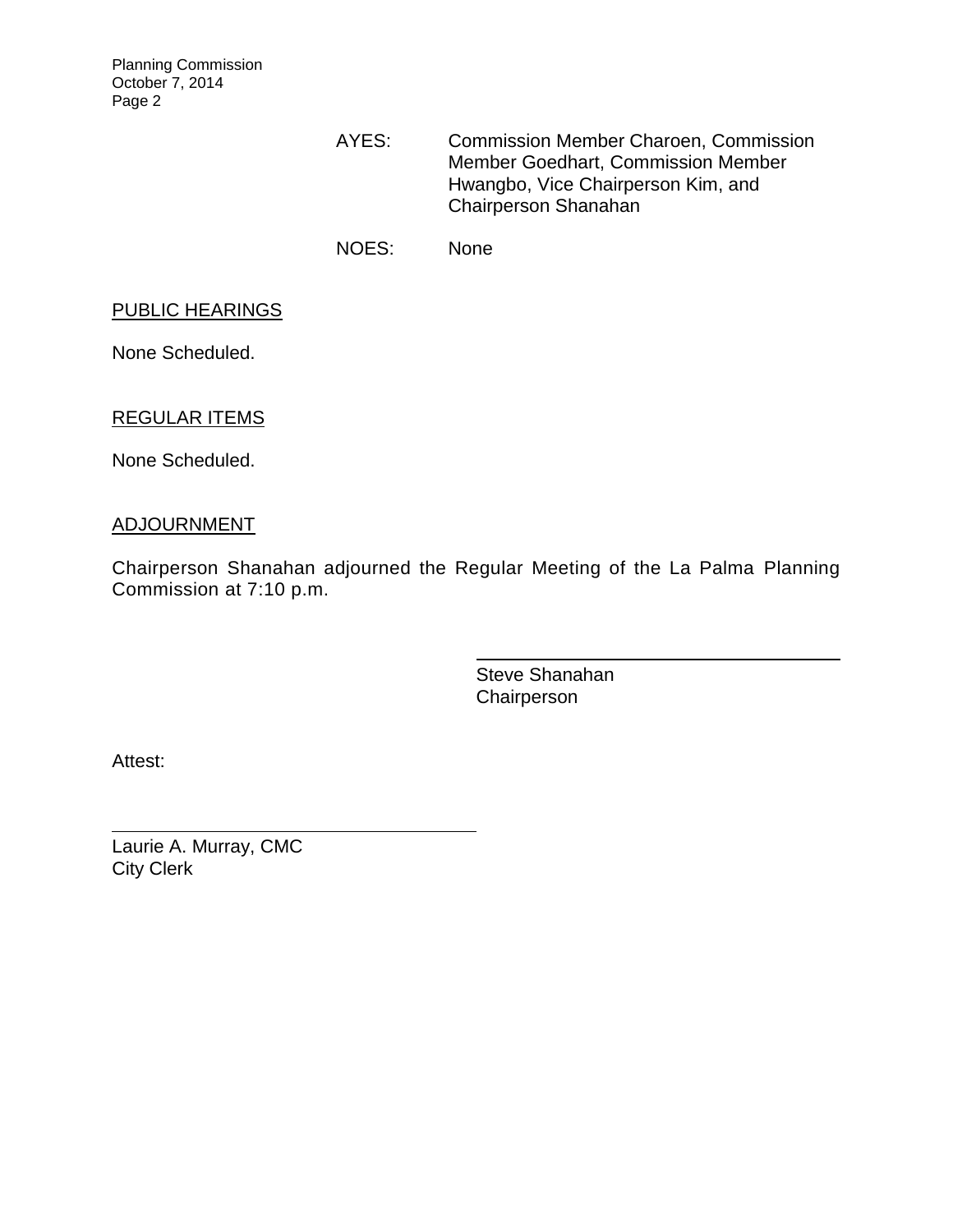AYES: Commission Member Charoen, Commission Member Goedhart, Commission Member Hwangbo, Vice Chairperson Kim, and Chairperson Shanahan

NOES: None

## PUBLIC HEARINGS

None Scheduled.

## REGULAR ITEMS

None Scheduled.

## ADJOURNMENT

Chairperson Shanahan adjourned the Regular Meeting of the La Palma Planning Commission at 7:10 p.m.

Steve Shanahan
Chairperson

Attest:

Laurie A. Murray, CMC
City Clerk